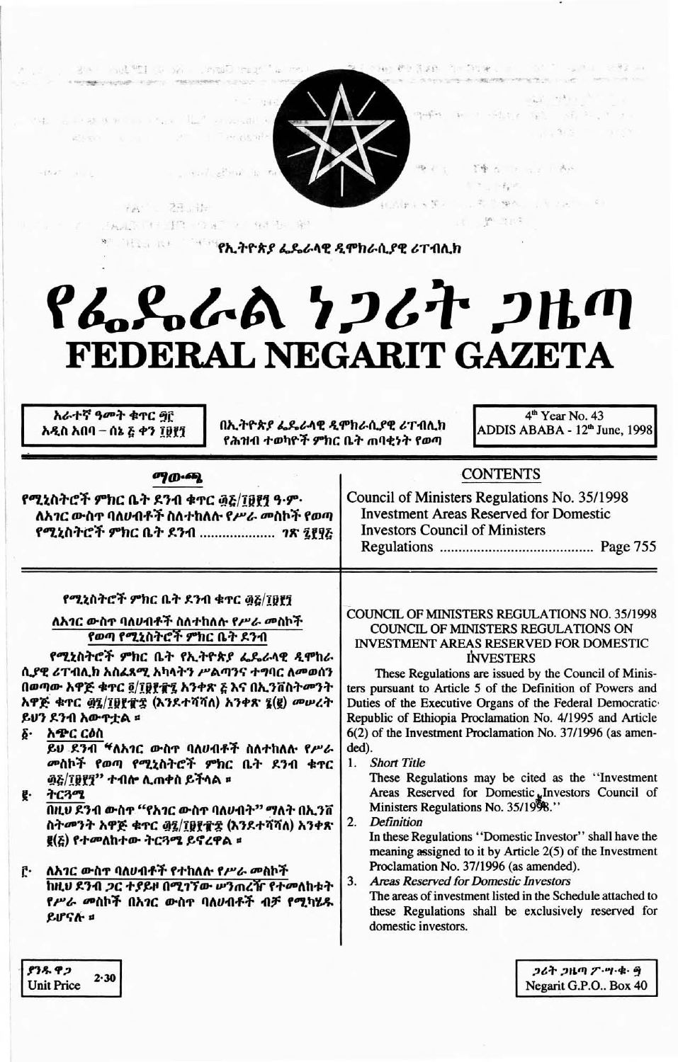የኢትዮጵያ ፌዴራላዊ ዲሞክራሲያዊ ሪፐብሊክ

# የፌዴራል ነጋሪት ጋዜጣ
# FEDERAL NEGARIT GAZETA

አራተኛ ዓመት ቁጥር ፵፫
አዲስ አበባ – ሰኔ ፭ ቀን ፲፱፻፺

በኢትዮጵያ ፌዴራላዊ ዲሞክራሲያዊ ሪፐብሊክ
የሕዝብ ተወካዮች ምክር ቤት ጠባቂነት የወጣ

4th Year No. 43
ADDIS ABABA - 12th June, 1998

## ማውጫ

የሚኒስትሮች ምክር ቤት ደንብ ቁጥር ፴፭/፲፱፻፺ ዓ.ም.
ለአገር ውስጥ ባለሀብቶች ስለተከለሉ የሥራ መስኮች የወጣ የሚኒስትሮች ምክር ቤት ደንብ ..................... ገጽ ፯፻፶፭

## CONTENTS

Council of Ministers Regulations No. 35/1998
Investment Areas Reserved for Domestic Investors Council of Ministers Regulations ........................................ Page 755

### የሚኒስትሮች ምክር ቤት ደንብ ቁጥር ፴፭/፲፱፻፺

### ለአገር ውስጥ ባለሀብቶች ስለተከለሉ የሥራ መስኮች የወጣ የሚኒስትሮች ምክር ቤት ደንብ

የሚኒስትሮች ምክር ቤት የኢትዮጵያ ፌዴራላዊ ዲሞክራሲያዊ ሪፐብሊክ አስፈጻሚ አካላትን ሥልጣንና ተግባር ለመወሰን በወጣው አዋጅ ቁጥር ፬/፲፱፻፹፯ አንቀጽ ፭ እና በኢንቨስትመንት አዋጅ ቁጥር ፴፯/፲፱፻፹፰ (እንደተሻሻለ) አንቀጽ ፮(፪) መሠረት ይህን ደንብ አውጥቷል ።

፩· አጭር ርዕስ
ይህ ደንብ "ለአገር ውስጥ ባለሀብቶች ስለተከለሉ የሥራ መስኮች የወጣ የሚኒስትሮች ምክር ቤት ደንብ ቁጥር ፴፭/፲፱፻፺" ተብሎ ሊጠቀስ ይችላል ።

፪· ትርጓሜ
በዚህ ደንብ ውስጥ "የአገር ውስጥ ባለሀብት" ማለት በኢንቨስትመንት አዋጅ ቁጥር ፴፯/፲፱፻፹፰ (እንደተሻሻለ) አንቀጽ ፪(፭) የተመለከተው ትርጓሜ ይኖረዋል ።

፫· ለአገር ውስጥ ባለሀብቶች የተከለሉ የሥራ መስኮች
ከዚህ ደንብ ጋር ተያይዞ በሚገኘው ሠንጠረዥ የተመለከቱት የሥራ መስኮች በአገር ውስጥ ባለሀብቶች ብቻ የሚካሄዱ ይሆናሉ ።

### COUNCIL OF MINISTERS REGULATIONS NO. 35/1998
### COUNCIL OF MINISTERS REGULATIONS ON INVESTMENT AREAS RESERVED FOR DOMESTIC INVESTERS

These Regulations are issued by the Council of Ministers pursuant to Article 5 of the Definition of Powers and Duties of the Executive Organs of the Federal Democratic Republic of Ethiopia Proclamation No. 4/1995 and Article 6(2) of the Investment Proclamation No. 37/1996 (as amended).

1. *Short Title*
These Regulations may be cited as the "Investment Areas Reserved for Domestic Investors Council of Ministers Regulations No. 35/1998."

2. *Definition*
In these Regulations "Domestic Investor" shall have the meaning assigned to it by Article 2(5) of the Investment Proclamation No. 37/1996 (as amended).

3. *Areas Reserved for Domestic Investors*
The areas of investment listed in the Schedule attached to these Regulations shall be exclusively reserved for domestic investors.

ያንዱ ዋጋ 2·30 Unit Price

ነጋሪት ጋዜጣ ፖ·ሣ·ቁ· ፵
Negarit G.P.O.. Box 40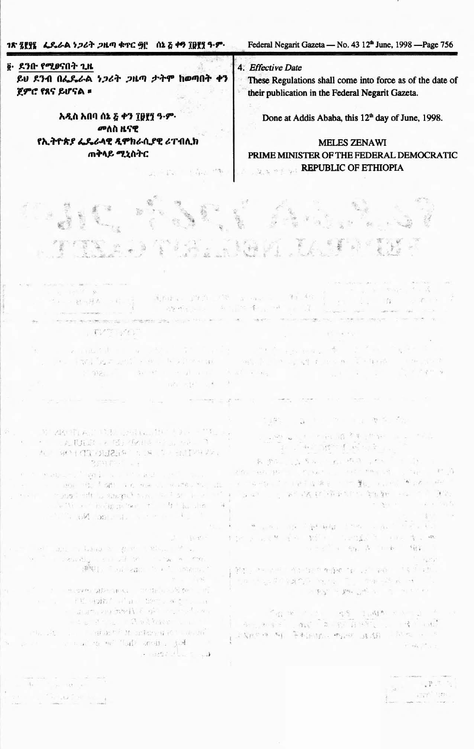፬· ደንቡ የሚፀናበት ጊዜ

ይህ ደንብ በፌዴራል ነጋሪት ጋዜጣ ታትሞ ከወጣበት ቀን ጀምሮ የጸና ይሆናል ፡፡

አዲስ አበባ ሰኔ ፭ ቀን ፲፱፻፺ ዓ·ም·

መለስ ዜናዊ

የኢትዮጵያ ፌዴራላዊ ዲሞክራሲያዊ ሪፐብሊክ

ጠቅላይ ሚኒስትር

4. *Effective Date*

These Regulations shall come into force as of the date of their publication in the Federal Negarit Gazeta.

Done at Addis Ababa, this 12th day of June, 1998.

MELES ZENAWI

PRIME MINISTER OF THE FEDERAL DEMOCRATIC REPUBLIC OF ETHIOPIA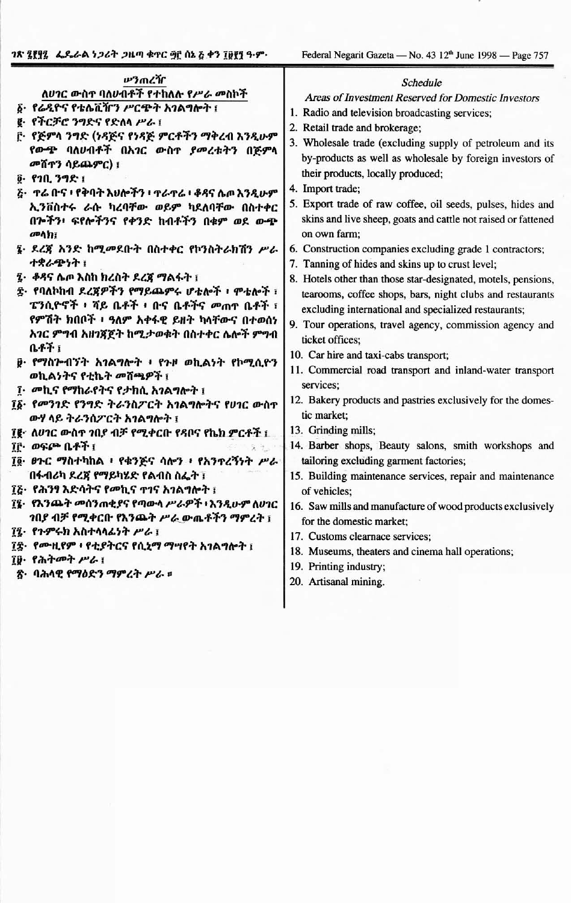# ሠንጠረዥ

## ለሀገር ውስጥ ባለሀብቶች የተከለሉ የሥራ መስኮች

፩· የሬዲዮና የቴሌቪዥን ሥርጭት አገልግሎት ፣
፪· የችርቻሮ ንግድና የድለላ ሥራ ፣
፫· የጅምላ ንግድ (ነዳጅና የነዳጅ ምርቶችን ማቅረብ እንዲሁም የውጭ ባለሀብቶች በአገር ውስጥ ያመረቱትን በጅምላ መሸጥን ሳይጨምር) ፣
፬· የገቢ ንግድ ፣
፭· ጥሬ ቡና ፣ የቅባት እህሎችን ፣ ጥራጥሬ ፣ ቆዳና ሌጦ እንዲሁም ኢንቬስተሩ ራሱ ካረባቸው ወይም ካደለባቸው በስተቀር በጐችን፣ ፍየሎችንና የቀንድ ከብቶችን በቁም ወደ ውጭ መላክ፤
፮· ደረጃ አንድ ከሚመደቡት በስተቀር የኮንስትራክሽን ሥራ ተቋራጭነት ፣
፯· ቆዳና ሌጦ እስከ ክረስት ደረጃ ማልፋት ፣
፰· የባለኮከብ ደረጃዎችን የማይጨምሩ ሆቴሎች ፣ ሞቴሎች ፣ ፔንሲዮኖች ፣ ሻይ ቤቶች ፣ ቡና ቤቶችና መጠጥ ቤቶች ፣ የምሽት ክበቦች ፣ ዓለም አቀፋዊ ይዘት ካላቸውና በተወሰነ አገር ምግብ አዘገጃጀት ከሚታወቁት በስተቀር ሌሎች ምግብ ቤቶች ፣
፱· የማስጐብኘት አገልግሎት ፣ የጉዞ ወኪልነት የኮሚሲዮን ወኪልነትና የቲኬት መሸጫዎች ፣
፲· መኪና የማከራየትና የታክሲ አገልግሎት ፣
፲፩· የመንገድ የንግድ ትራንስፖርት አገልግሎትና የሀገር ውስጥ ውሃ ላይ ትራንስፖርት አገልግሎት ፣
፲፪· ለሀገር ውስጥ ገበያ ብቻ የሚቀርቡ የዳቦና የኬክ ምርቶች ፣
፲፫· ወፍጮ ቤቶች ፣
፲፬· ፀጉር ማስተካከል ፣ የቁንጅና ሳሎን ፣ የአንጥረኝነት ሥራ በፋብሪካ ደረጃ የማይካሄድ የልብስ ስፌት ፣
፲፭· የሕንፃ እድሳትና የመኪና ጥገና አገልግሎት ፣
፲፮· የእንጨት መሰንጠቂያና የጣውላ ሥራዎች ፣ እንዲሁም ለሀገር ገበያ ብቻ የሚቀርቡ የእንጨት ሥራ ውጤቶችን ማምረት ፣
፲፯· የጉምሩክ አስተላላፊነት ሥራ ፣
፲፰· የሙዚየም ፣ የቲያትርና የሲኒማ ማሣየት አገልግሎት ፣
፲፱· የሕትመት ሥራ ፣
፳· ባሕላዊ የማዕድን ማምረት ሥራ ።

# *Schedule*

## *Areas of Investment Reserved for Domestic Investors*

1. Radio and television broadcasting services;
2. Retail trade and brokerage;
3. Wholesale trade (excluding supply of petroleum and its by-products as well as wholesale by foreign investors of their products, locally produced;
4. Import trade;
5. Export trade of raw coffee, oil seeds, pulses, hides and skins and live sheep, goats and cattle not raised or fattened on own farm;
6. Construction companies excluding grade 1 contractors;
7. Tanning of hides and skins up to crust level;
8. Hotels other than those star-designated, motels, pensions, tearooms, coffee shops, bars, night clubs and restaurants excluding international and specialized restaurants;
9. Tour operations, travel agency, commission agency and ticket offices;
10. Car hire and taxi-cabs transport;
11. Commercial road transport and inland-water transport services;
12. Bakery products and pastries exclusively for the domestic market;
13. Grinding mills;
14. Barber shops, Beauty salons, smith workshops and tailoring excluding garment factories;
15. Building maintenance services, repair and maintenance of vehicles;
16. Saw mills and manufacture of wood products exclusively for the domestic market;
17. Customs clearnace services;
18. Museums, theaters and cinema hall operations;
19. Printing industry;
20. Artisanal mining.